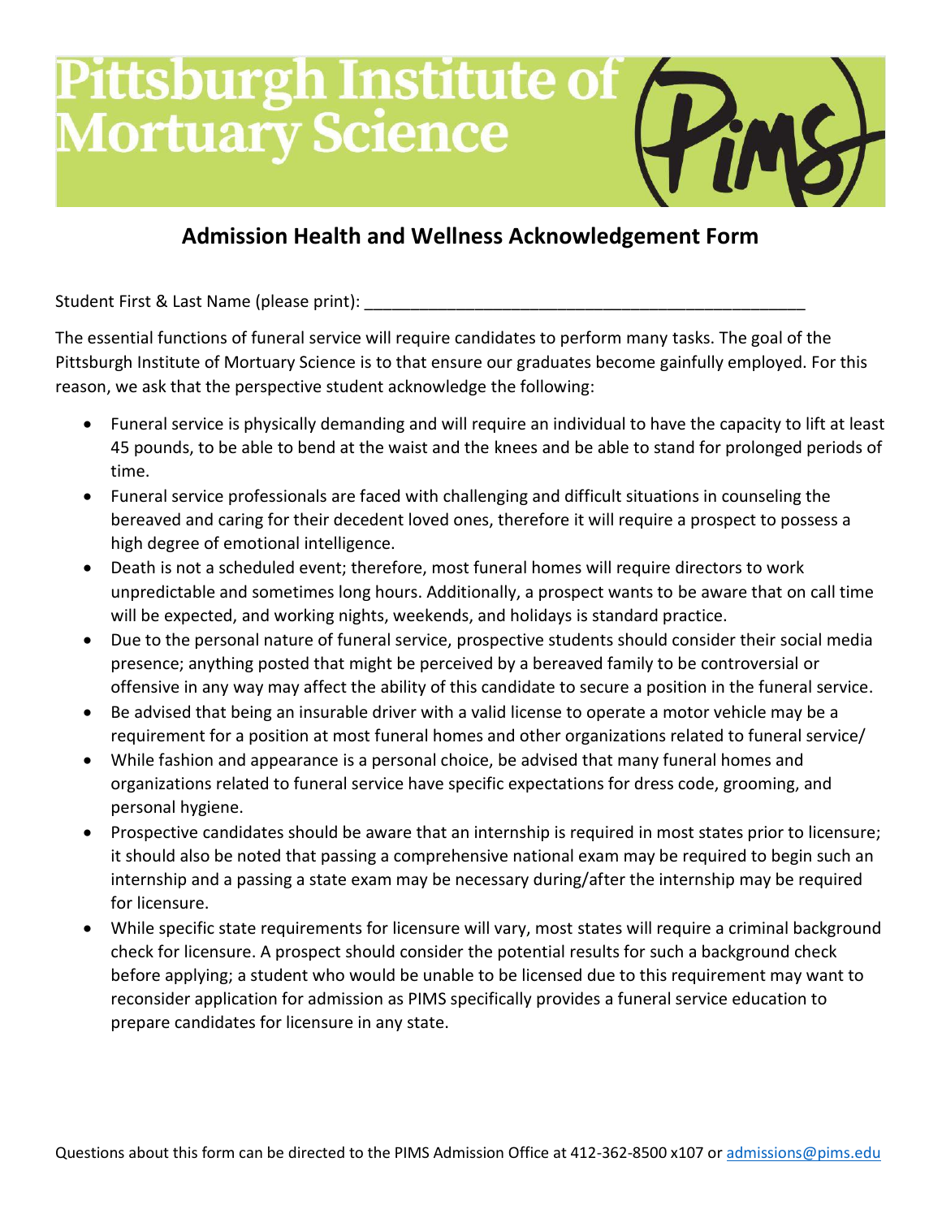# Pittsburgh Institute of Mortuary Science

## Admission Health and Wellness Acknowledgement Form

Student First & Last Name (please print): ___________________________________________________

The essential functions of funeral service will require candidates to perform many tasks. The goal of the Pittsburgh Institute of Mortuary Science is to that ensure our graduates become gainfully employed. For this reason, we ask that the perspective student acknowledge the following:

- Funeral service is physically demanding and will require an individual to have the capacity to lift at least 45 pounds, to be able to bend at the waist and the knees and be able to stand for prolonged periods of time.
- Funeral service professionals are faced with challenging and difficult situations in counseling the bereaved and caring for their decedent loved ones, therefore it will require a prospect to possess a high degree of emotional intelligence.
- Death is not a scheduled event; therefore, most funeral homes will require directors to work unpredictable and sometimes long hours. Additionally, a prospect wants to be aware that on call time will be expected, and working nights, weekends, and holidays is standard practice.
- Due to the personal nature of funeral service, prospective students should consider their social media presence; anything posted that might be perceived by a bereaved family to be controversial or offensive in any way may affect the ability of this candidate to secure a position in the funeral service.
- Be advised that being an insurable driver with a valid license to operate a motor vehicle may be a requirement for a position at most funeral homes and other organizations related to funeral service/
- While fashion and appearance is a personal choice, be advised that many funeral homes and organizations related to funeral service have specific expectations for dress code, grooming, and personal hygiene.
- Prospective candidates should be aware that an internship is required in most states prior to licensure; it should also be noted that passing a comprehensive national exam may be required to begin such an internship and a passing a state exam may be necessary during/after the internship may be required for licensure.
- While specific state requirements for licensure will vary, most states will require a criminal background check for licensure. A prospect should consider the potential results for such a background check before applying; a student who would be unable to be licensed due to this requirement may want to reconsider application for admission as PIMS specifically provides a funeral service education to prepare candidates for licensure in any state.

Questions about this form can be directed to the PIMS Admission Office at 412-362-8500 x107 or admissions@pims.edu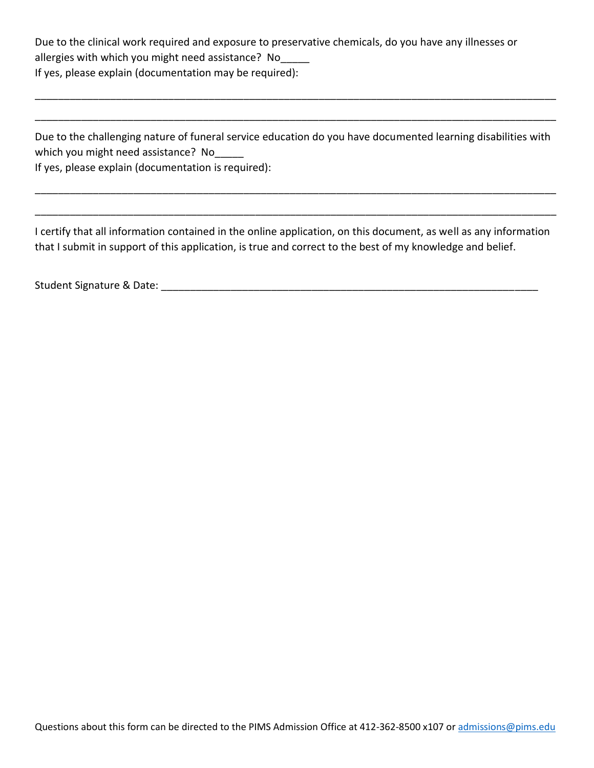Due to the clinical work required and exposure to preservative chemicals, do you have any illnesses or allergies with which you might need assistance? No_____
If yes, please explain (documentation may be required):

______________________________________________________________________________________

______________________________________________________________________________________

Due to the challenging nature of funeral service education do you have documented learning disabilities with which you might need assistance? No_____
If yes, please explain (documentation is required):

______________________________________________________________________________________

______________________________________________________________________________________

I certify that all information contained in the online application, on this document, as well as any information that I submit in support of this application, is true and correct to the best of my knowledge and belief.

Student Signature & Date: ___________________________________________________________

Questions about this form can be directed to the PIMS Admission Office at 412-362-8500 x107 or admissions@pims.edu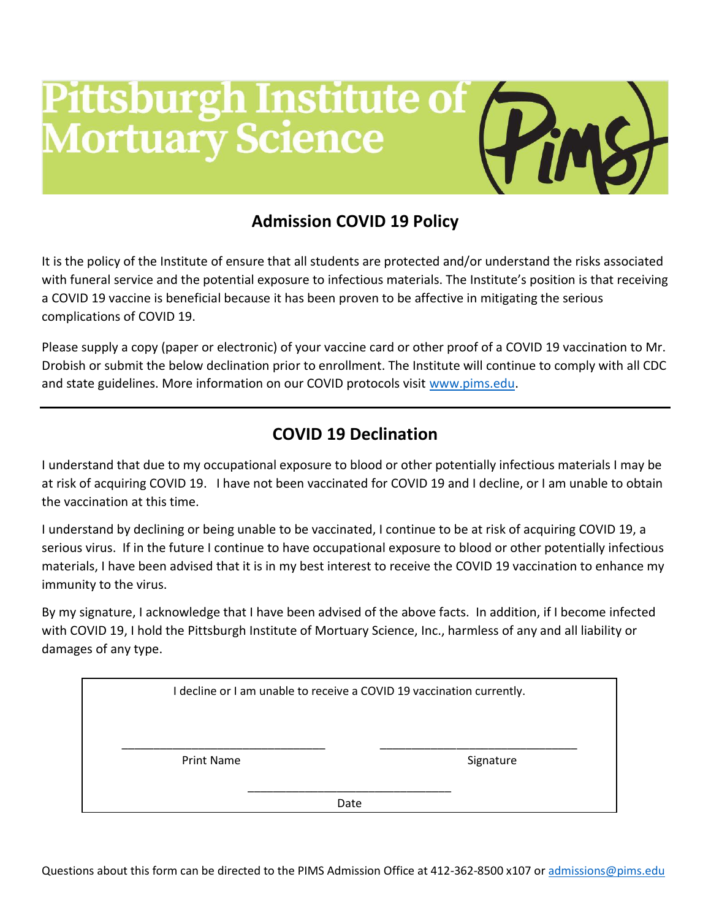# Pittsburgh Institute of Mortuary Science

## Admission COVID 19 Policy

It is the policy of the Institute of ensure that all students are protected and/or understand the risks associated with funeral service and the potential exposure to infectious materials. The Institute's position is that receiving a COVID 19 vaccine is beneficial because it has been proven to be affective in mitigating the serious complications of COVID 19.

Please supply a copy (paper or electronic) of your vaccine card or other proof of a COVID 19 vaccination to Mr. Drobish or submit the below declination prior to enrollment. The Institute will continue to comply with all CDC and state guidelines. More information on our COVID protocols visit www.pims.edu.

---

## COVID 19 Declination

I understand that due to my occupational exposure to blood or other potentially infectious materials I may be at risk of acquiring COVID 19. I have not been vaccinated for COVID 19 and I decline, or I am unable to obtain the vaccination at this time.

I understand by declining or being unable to be vaccinated, I continue to be at risk of acquiring COVID 19, a serious virus. If in the future I continue to have occupational exposure to blood or other potentially infectious materials, I have been advised that it is in my best interest to receive the COVID 19 vaccination to enhance my immunity to the virus.

By my signature, I acknowledge that I have been advised of the above facts. In addition, if I become infected with COVID 19, I hold the Pittsburgh Institute of Mortuary Science, Inc., harmless of any and all liability or damages of any type.

I decline or I am unable to receive a COVID 19 vaccination currently.

________________________________ Print Name

________________________________ Signature

________________________________ Date

Questions about this form can be directed to the PIMS Admission Office at 412-362-8500 x107 or admissions@pims.edu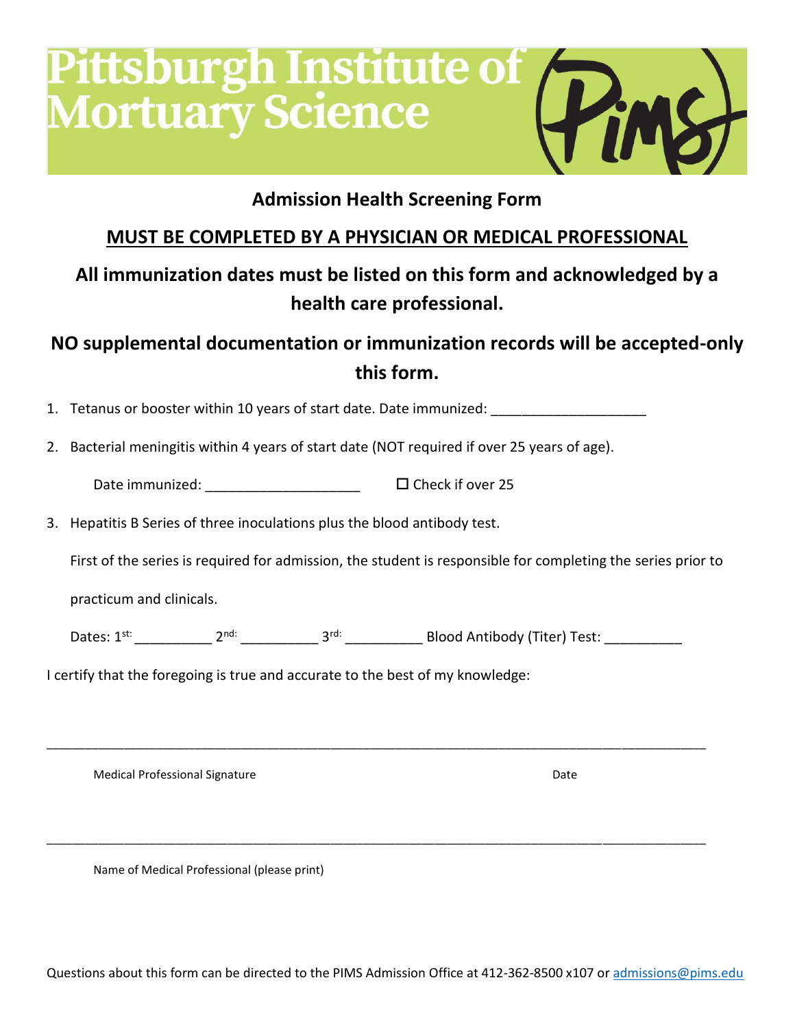# Pittsburgh Institute of Mortuary Science

## Admission Health Screening Form

**MUST BE COMPLETED BY A PHYSICIAN OR MEDICAL PROFESSIONAL**

**All immunization dates must be listed on this form and acknowledged by a health care professional.**

**NO supplemental documentation or immunization records will be accepted-only this form.**

1. Tetanus or booster within 10 years of start date. Date immunized: ____________________

2. Bacterial meningitis within 4 years of start date (NOT required if over 25 years of age).

   Date immunized: ____________________ ☐ Check if over 25

3. Hepatitis B Series of three inoculations plus the blood antibody test.

   First of the series is required for admission, the student is responsible for completing the series prior to practicum and clinicals.

   Dates: 1st: __________ 2nd: __________ 3rd: __________ Blood Antibody (Titer) Test: __________

I certify that the foregoing is true and accurate to the best of my knowledge:

_______________________________________________________________________________

Medical Professional Signature Date

_______________________________________________________________________________

Name of Medical Professional (please print)

Questions about this form can be directed to the PIMS Admission Office at 412-362-8500 x107 or admissions@pims.edu